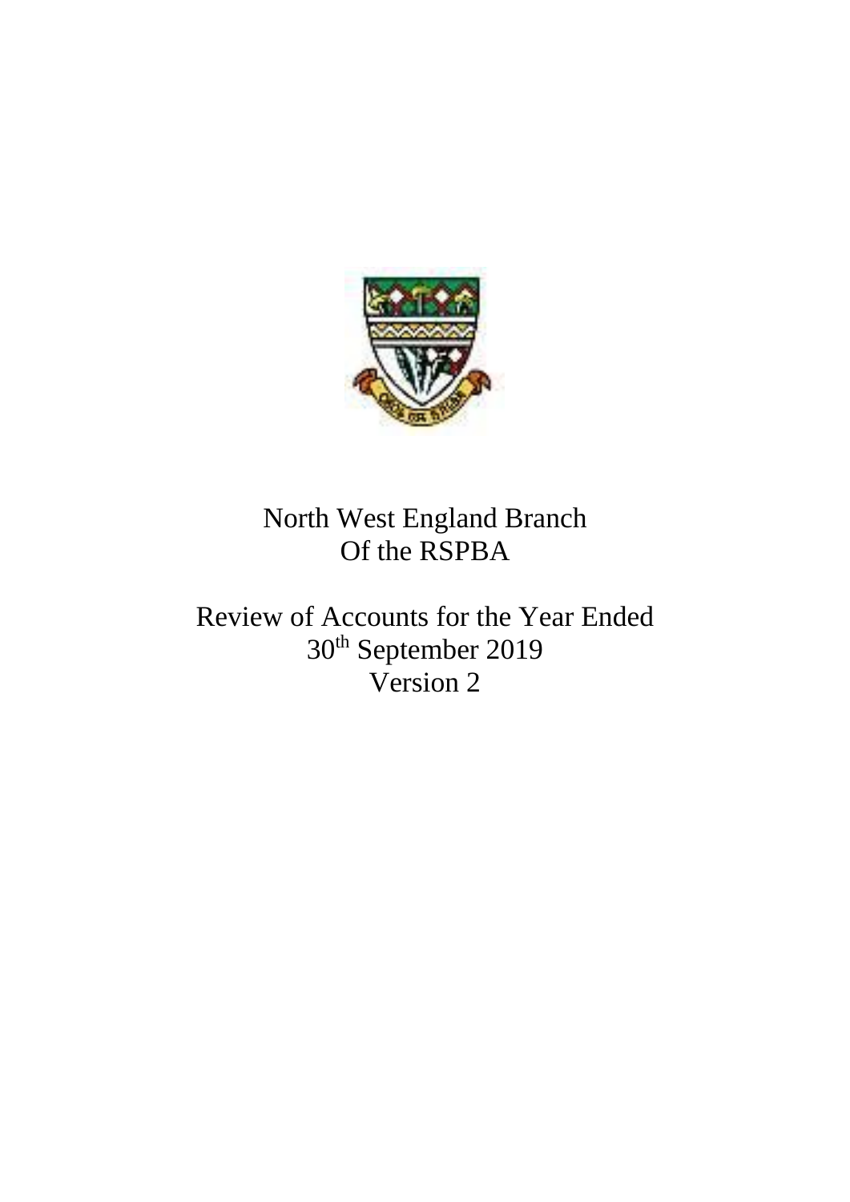# North West England Branch
# Of the RSPBA

## Review of Accounts for the Year Ended 30th September 2019
## Version 2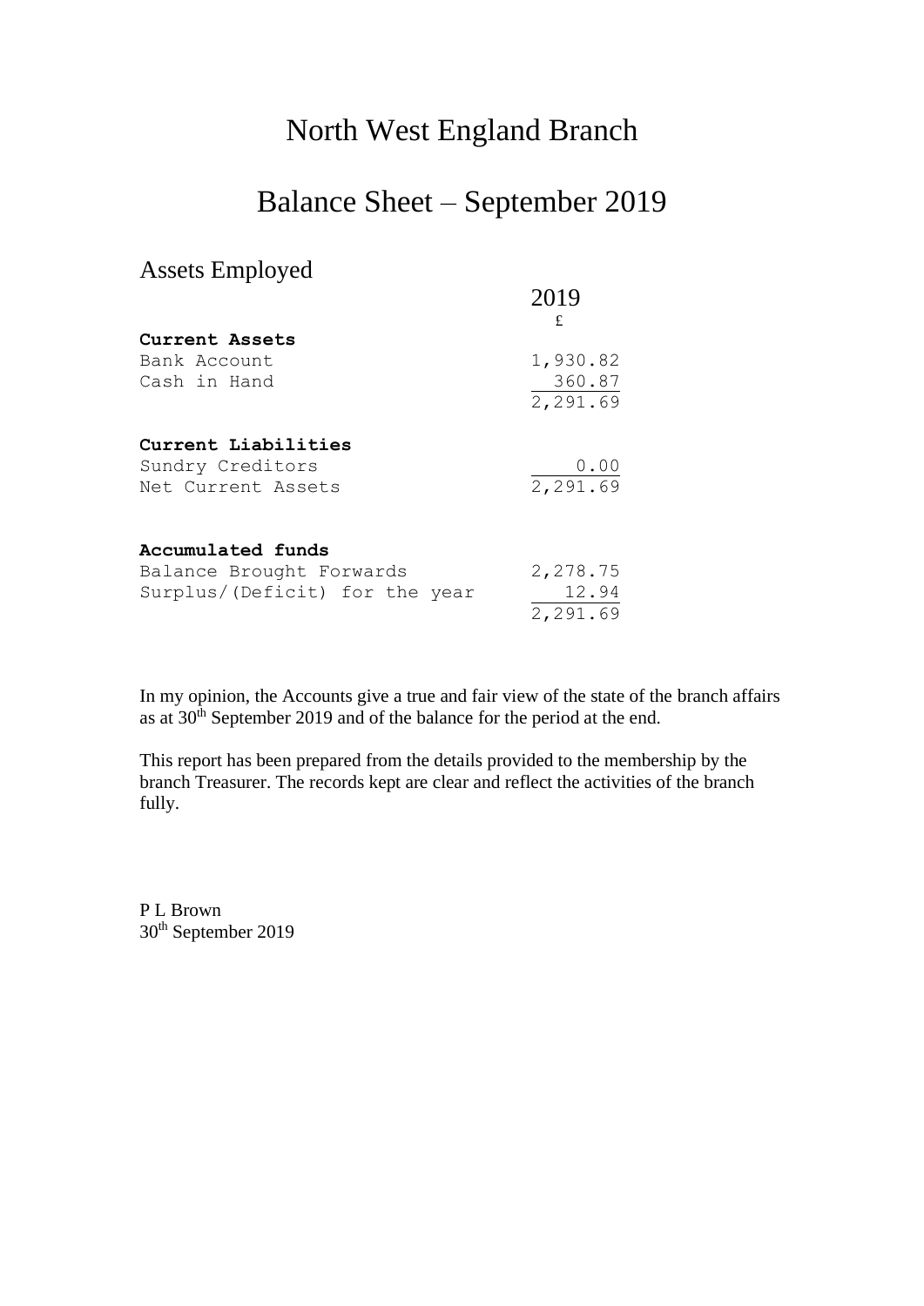# North West England Branch

# Balance Sheet – September 2019

## Assets Employed

| | 2019 |
|---|---|
| | £ |
| **Current Assets** | |
| Bank Account | 1,930.82 |
| Cash in Hand | 360.87 |
| | 2,291.69 |
| | |
| **Current Liabilities** | |
| Sundry Creditors | 0.00 |
| Net Current Assets | 2,291.69 |
| | |
| **Accumulated funds** | |
| Balance Brought Forwards | 2,278.75 |
| Surplus/(Deficit) for the year | 12.94 |
| | 2,291.69 |

In my opinion, the Accounts give a true and fair view of the state of the branch affairs as at 30th September 2019 and of the balance for the period at the end.

This report has been prepared from the details provided to the membership by the branch Treasurer. The records kept are clear and reflect the activities of the branch fully.

P L Brown
30th September 2019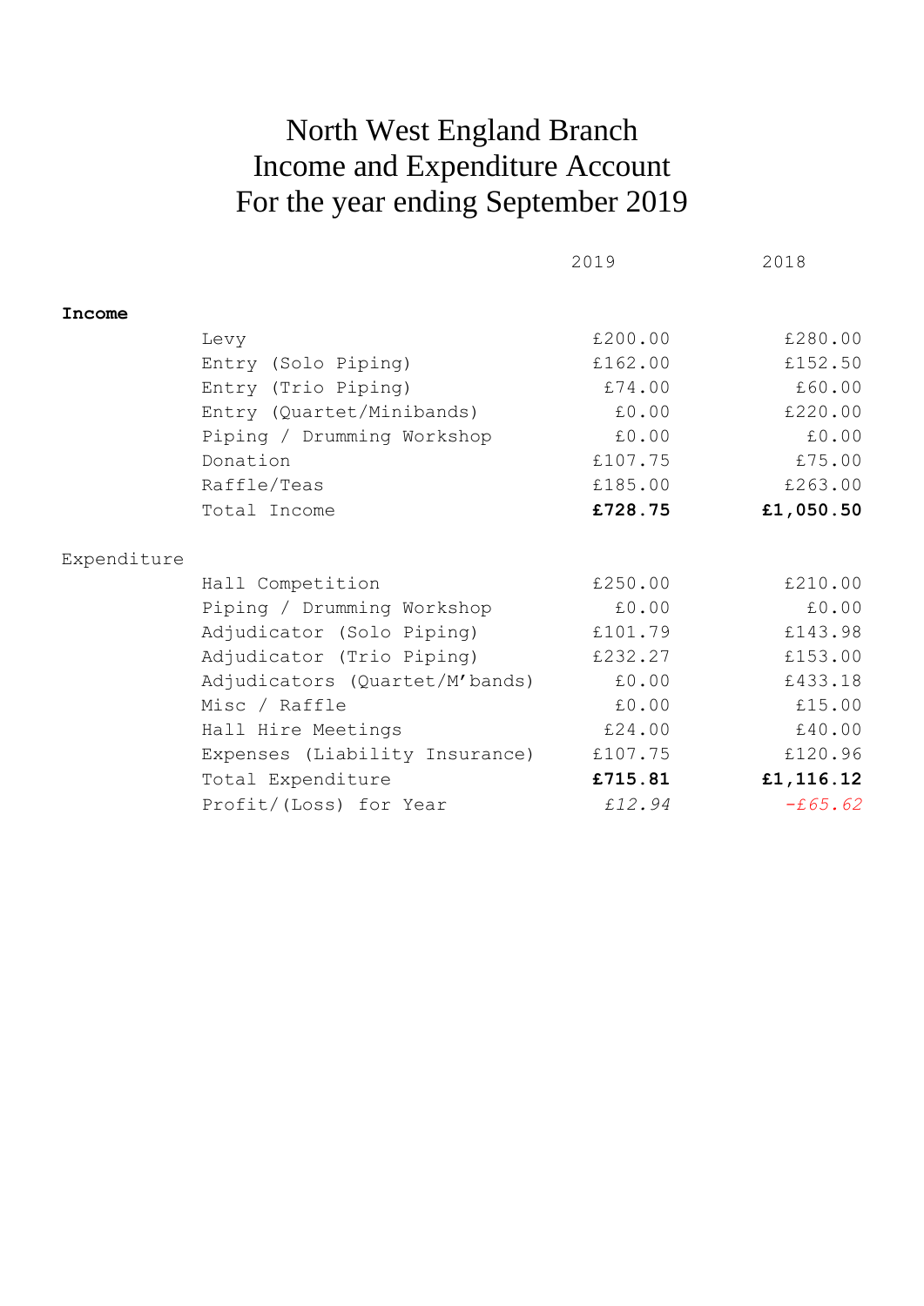# North West England Branch
# Income and Expenditure Account
# For the year ending September 2019

| | | 2019 | 2018 |
|---|---|---|---|
| **Income** | | | |
| | Levy | £200.00 | £280.00 |
| | Entry (Solo Piping) | £162.00 | £152.50 |
| | Entry (Trio Piping) | £74.00 | £60.00 |
| | Entry (Quartet/Minibands) | £0.00 | £220.00 |
| | Piping / Drumming Workshop | £0.00 | £0.00 |
| | Donation | £107.75 | £75.00 |
| | Raffle/Teas | £185.00 | £263.00 |
| | Total Income | **£728.75** | **£1,050.50** |
| Expenditure | | | |
| | Hall Competition | £250.00 | £210.00 |
| | Piping / Drumming Workshop | £0.00 | £0.00 |
| | Adjudicator (Solo Piping) | £101.79 | £143.98 |
| | Adjudicator (Trio Piping) | £232.27 | £153.00 |
| | Adjudicators (Quartet/M'bands) | £0.00 | £433.18 |
| | Misc / Raffle | £0.00 | £15.00 |
| | Hall Hire Meetings | £24.00 | £40.00 |
| | Expenses (Liability Insurance) | £107.75 | £120.96 |
| | Total Expenditure | **£715.81** | **£1,116.12** |
| | Profit/(Loss) for Year | *£12.94* | *-£65.62* |